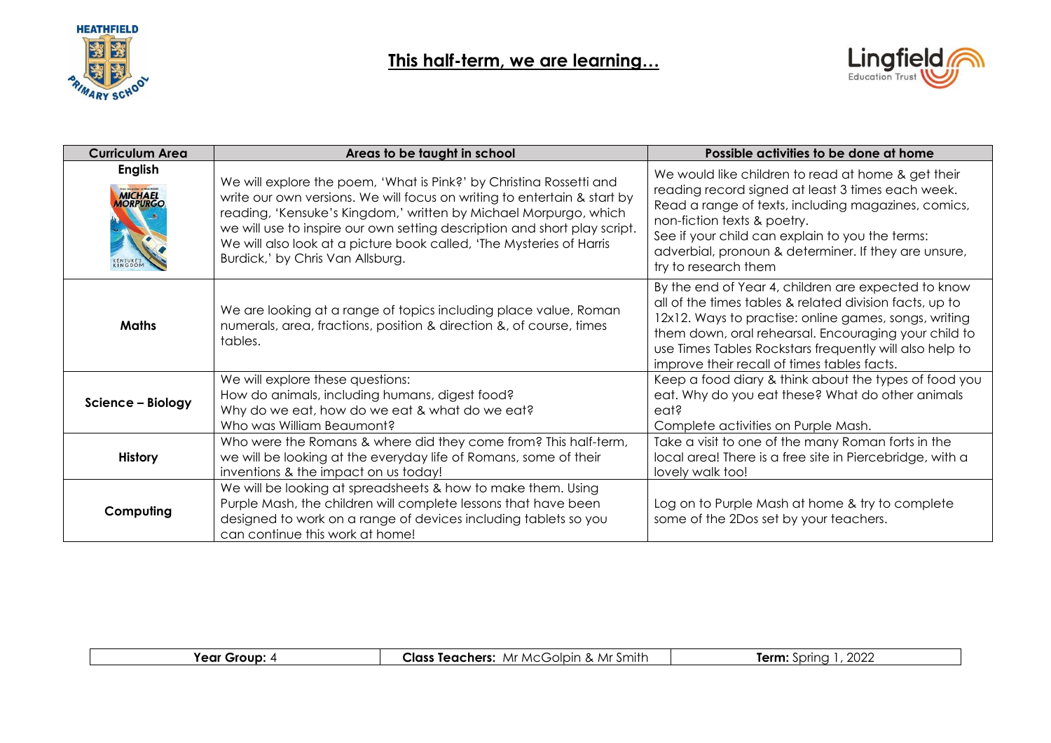# This half-term, we are learning…

| Curriculum Area | Areas to be taught in school | Possible activities to be done at home |
|---|---|---|
| **English** | We will explore the poem, 'What is Pink?' by Christina Rossetti and write our own versions. We will focus on writing to entertain & start by reading, 'Kensuke's Kingdom,' written by Michael Morpurgo, which we will use to inspire our own setting description and short play script. We will also look at a picture book called, 'The Mysteries of Harris Burdick,' by Chris Van Allsburg. | We would like children to read at home & get their reading record signed at least 3 times each week. Read a range of texts, including magazines, comics, non-fiction texts & poetry. See if your child can explain to you the terms: adverbial, pronoun & determiner. If they are unsure, try to research them |
| **Maths** | We are looking at a range of topics including place value, Roman numerals, area, fractions, position & direction &, of course, times tables. | By the end of Year 4, children are expected to know all of the times tables & related division facts, up to 12x12. Ways to practise: online games, songs, writing them down, oral rehearsal. Encouraging your child to use Times Tables Rockstars frequently will also help to improve their recall of times tables facts. |
| **Science – Biology** | We will explore these questions:<br>How do animals, including humans, digest food?<br>Why do we eat, how do we eat & what do we eat?<br>Who was William Beaumont? | Keep a food diary & think about the types of food you eat. Why do you eat these? What do other animals eat?<br>Complete activities on Purple Mash. |
| **History** | Who were the Romans & where did they come from? This half-term, we will be looking at the everyday life of Romans, some of their inventions & the impact on us today! | Take a visit to one of the many Roman forts in the local area! There is a free site in Piercebridge, with a lovely walk too! |
| **Computing** | We will be looking at spreadsheets & how to make them. Using Purple Mash, the children will complete lessons that have been designed to work on a range of devices including tablets so you can continue this work at home! | Log on to Purple Mash at home & try to complete some of the 2Dos set by your teachers. |

| **Year Group:** 4 | **Class Teachers:** Mr McGolpin & Mr Smith | **Term:** Spring 1, 2022 |
|---|---|---|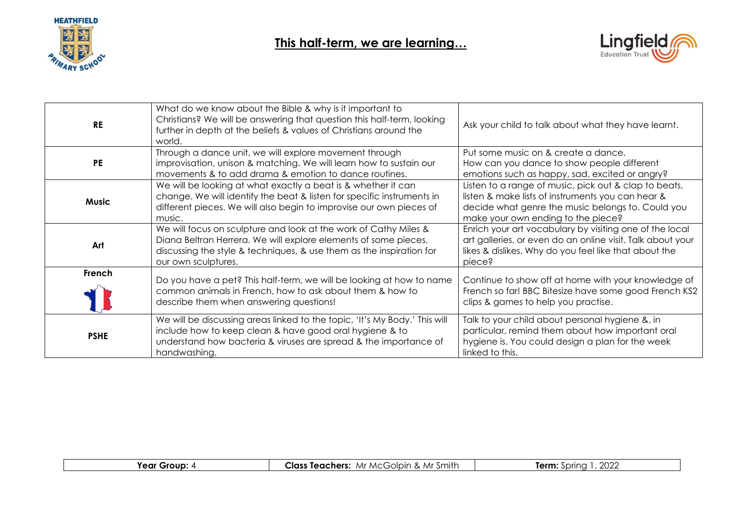# This half-term, we are learning…

| | | |
|---|---|---|
| **RE** | What do we know about the Bible & why is it important to Christians? We will be answering that question this half-term, looking further in depth at the beliefs & values of Christians around the world. | Ask your child to talk about what they have learnt. |
| **PE** | Through a dance unit, we will explore movement through improvisation, unison & matching. We will learn how to sustain our movements & to add drama & emotion to dance routines. | Put some music on & create a dance. How can you dance to show people different emotions such as happy, sad, excited or angry? |
| **Music** | We will be looking at what exactly a beat is & whether it can change. We will identify the beat & listen for specific instruments in different pieces. We will also begin to improvise our own pieces of music. | Listen to a range of music, pick out & clap to beats, listen & make lists of instruments you can hear & decide what genre the music belongs to. Could you make your own ending to the piece? |
| **Art** | We will focus on sculpture and look at the work of Cathy Miles & Diana Beltran Herrera. We will explore elements of some pieces, discussing the style & techniques, & use them as the inspiration for our own sculptures. | Enrich your art vocabulary by visiting one of the local art galleries, or even do an online visit. Talk about your likes & dislikes. Why do you feel like that about the piece? |
| **French** | Do you have a pet? This half-term, we will be looking at how to name common animals in French, how to ask about them & how to describe them when answering questions! | Continue to show off at home with your knowledge of French so far! BBC Bitesize have some good French KS2 clips & games to help you practise. |
| **PSHE** | We will be discussing areas linked to the topic, 'It's My Body.' This will include how to keep clean & have good oral hygiene & to understand how bacteria & viruses are spread & the importance of handwashing. | Talk to your child about personal hygiene &, in particular, remind them about how important oral hygiene is. You could design a plan for the week linked to this. |

| **Year Group:** 4 | **Class Teachers:** Mr McGolpin & Mr Smith | **Term:** Spring 1, 2022 |
|---|---|---|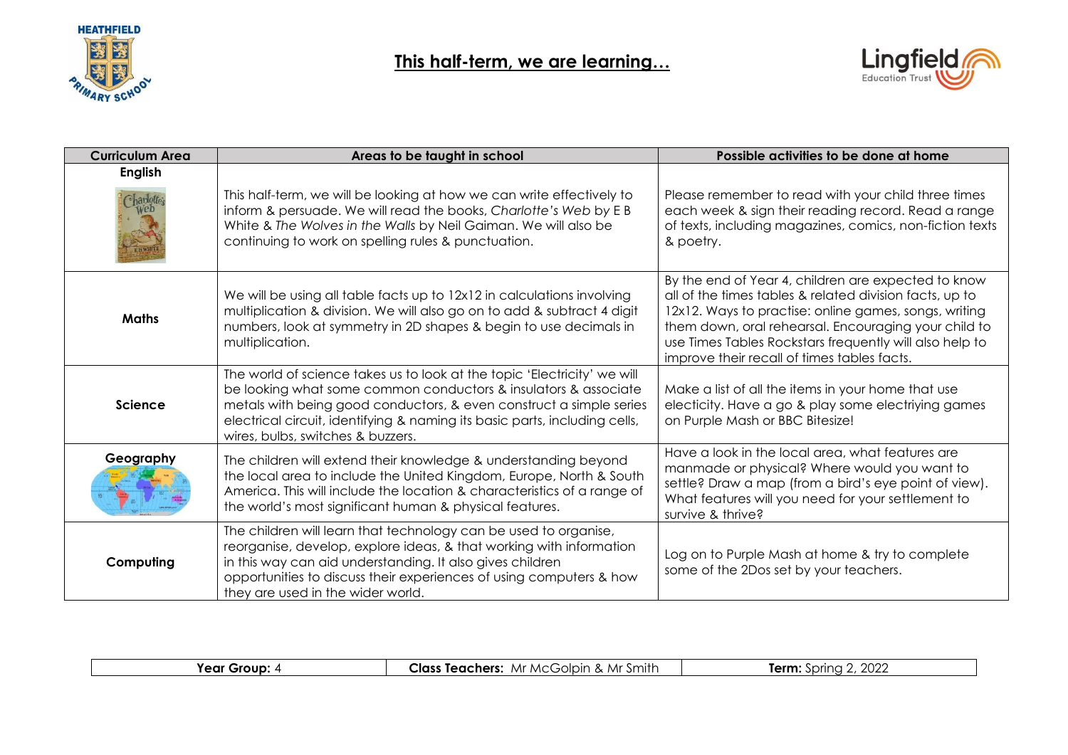# This half-term, we are learning…

| Curriculum Area | Areas to be taught in school | Possible activities to be done at home |
|---|---|---|
| **English** | This half-term, we will be looking at how we can write effectively to inform & persuade. We will read the books, *Charlotte's Web* by E B White & *The Wolves in the Walls* by Neil Gaiman. We will also be continuing to work on spelling rules & punctuation. | Please remember to read with your child three times each week & sign their reading record. Read a range of texts, including magazines, comics, non-fiction texts & poetry. |
| **Maths** | We will be using all table facts up to 12x12 in calculations involving multiplication & division. We will also go on to add & subtract 4 digit numbers, look at symmetry in 2D shapes & begin to use decimals in multiplication. | By the end of Year 4, children are expected to know all of the times tables & related division facts, up to 12x12. Ways to practise: online games, songs, writing them down, oral rehearsal. Encouraging your child to use Times Tables Rockstars frequently will also help to improve their recall of times tables facts. |
| **Science** | The world of science takes us to look at the topic 'Electricity' we will be looking what some common conductors & insulators & associate metals with being good conductors, & even construct a simple series electrical circuit, identifying & naming its basic parts, including cells, wires, bulbs, switches & buzzers. | Make a list of all the items in your home that use electicity. Have a go & play some electriying games on Purple Mash or BBC Bitesize! |
| **Geography** | The children will extend their knowledge & understanding beyond the local area to include the United Kingdom, Europe, North & South America. This will include the location & characteristics of a range of the world's most significant human & physical features. | Have a look in the local area, what features are manmade or physical? Where would you want to settle? Draw a map (from a bird's eye point of view). What features will you need for your settlement to survive & thrive? |
| **Computing** | The children will learn that technology can be used to organise, reorganise, develop, explore ideas, & that working with information in this way can aid understanding. It also gives children opportunities to discuss their experiences of using computers & how they are used in the wider world. | Log on to Purple Mash at home & try to complete some of the 2Dos set by your teachers. |

| **Year Group:** 4 | **Class Teachers:** Mr McGolpin & Mr Smith | **Term:** Spring 2, 2022 |
|---|---|---|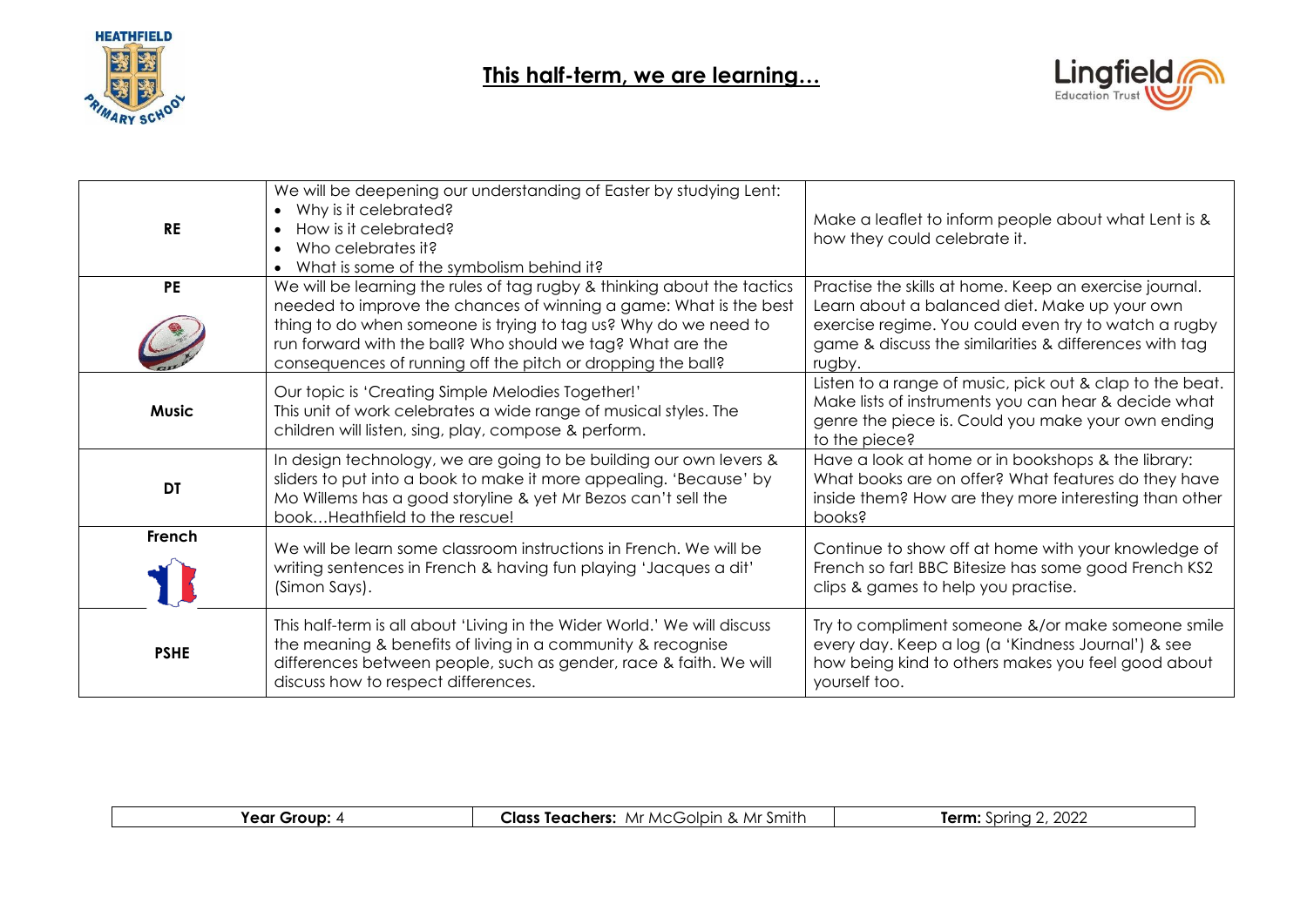# This half-term, we are learning…

| | | |
|---|---|---|
| **RE** | We will be deepening our understanding of Easter by studying Lent:<br>• Why is it celebrated?<br>• How is it celebrated?<br>• Who celebrates it?<br>• What is some of the symbolism behind it? | Make a leaflet to inform people about what Lent is & how they could celebrate it. |
| **PE** | We will be learning the rules of tag rugby & thinking about the tactics needed to improve the chances of winning a game: What is the best thing to do when someone is trying to tag us? Why do we need to run forward with the ball? Who should we tag? What are the consequences of running off the pitch or dropping the ball? | Practise the skills at home. Keep an exercise journal. Learn about a balanced diet. Make up your own exercise regime. You could even try to watch a rugby game & discuss the similarities & differences with tag rugby. |
| **Music** | Our topic is 'Creating Simple Melodies Together!'<br>This unit of work celebrates a wide range of musical styles. The children will listen, sing, play, compose & perform. | Listen to a range of music, pick out & clap to the beat. Make lists of instruments you can hear & decide what genre the piece is. Could you make your own ending to the piece? |
| **DT** | In design technology, we are going to be building our own levers & sliders to put into a book to make it more appealing. 'Because' by Mo Willems has a good storyline & yet Mr Bezos can't sell the book…Heathfield to the rescue! | Have a look at home or in bookshops & the library: What books are on offer? What features do they have inside them? How are they more interesting than other books? |
| **French** | We will be learn some classroom instructions in French. We will be writing sentences in French & having fun playing 'Jacques a dit' (Simon Says). | Continue to show off at home with your knowledge of French so far! BBC Bitesize has some good French KS2 clips & games to help you practise. |
| **PSHE** | This half-term is all about 'Living in the Wider World.' We will discuss the meaning & benefits of living in a community & recognise differences between people, such as gender, race & faith. We will discuss how to respect differences. | Try to compliment someone &/or make someone smile every day. Keep a log (a 'Kindness Journal') & see how being kind to others makes you feel good about yourself too. |

| | | |
|---|---|---|
| **Year Group:** 4 | **Class Teachers:** Mr McGolpin & Mr Smith | **Term:** Spring 2, 2022 |